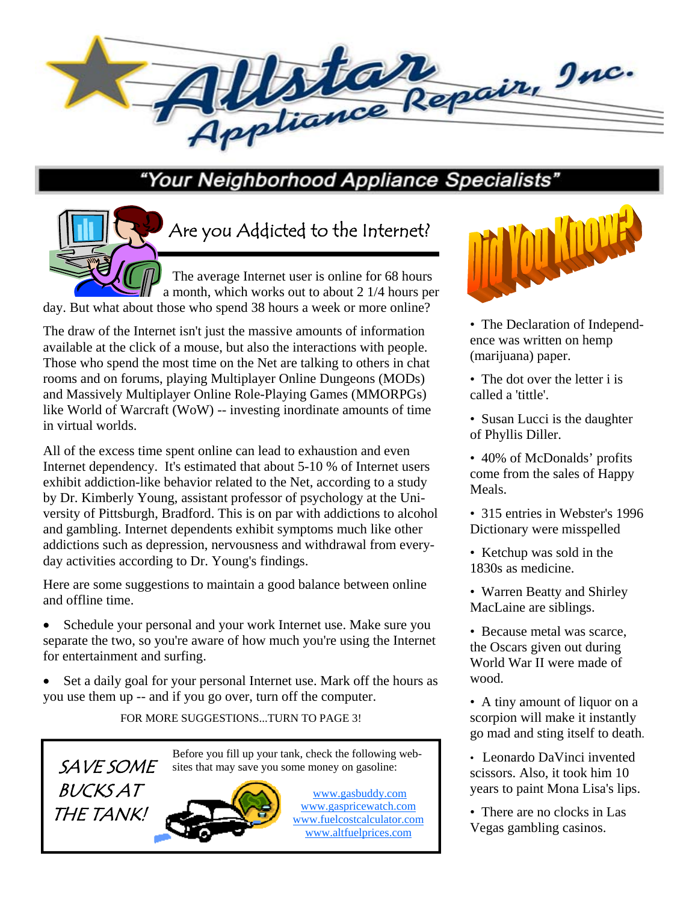# Allstar Appliance Repair, Inc.

**"Your Neighborhood Appliance Specialists"**

## Are you Addicted to the Internet?

The average Internet user is online for 68 hours a month, which works out to about 2 1/4 hours per day. But what about those who spend 38 hours a week or more online?

The draw of the Internet isn't just the massive amounts of information available at the click of a mouse, but also the interactions with people. Those who spend the most time on the Net are talking to others in chat rooms and on forums, playing Multiplayer Online Dungeons (MODs) and Massively Multiplayer Online Role-Playing Games (MMORPGs) like World of Warcraft (WoW) -- investing inordinate amounts of time in virtual worlds.

All of the excess time spent online can lead to exhaustion and even Internet dependency. It's estimated that about 5-10 % of Internet users exhibit addiction-like behavior related to the Net, according to a study by Dr. Kimberly Young, assistant professor of psychology at the University of Pittsburgh, Bradford. This is on par with addictions to alcohol and gambling. Internet dependents exhibit symptoms much like other addictions such as depression, nervousness and withdrawal from everyday activities according to Dr. Young's findings.

Here are some suggestions to maintain a good balance between online and offline time.

- Schedule your personal and your work Internet use. Make sure you separate the two, so you're aware of how much you're using the Internet for entertainment and surfing.
- Set a daily goal for your personal Internet use. Mark off the hours as you use them up -- and if you go over, turn off the computer.

FOR MORE SUGGESTIONS...TURN TO PAGE 3!

## SAVE SOME BUCKS AT THE TANK!

Before you fill up your tank, check the following websites that may save you some money on gasoline:

www.gasbuddy.com
www.gaspricewatch.com
www.fuelcostcalculator.com
www.altfuelprices.com

## Did You Know?

- The Declaration of Independence was written on hemp (marijuana) paper.
- The dot over the letter i is called a 'tittle'.
- Susan Lucci is the daughter of Phyllis Diller.
- 40% of McDonalds' profits come from the sales of Happy Meals.
- 315 entries in Webster's 1996 Dictionary were misspelled
- Ketchup was sold in the 1830s as medicine.
- Warren Beatty and Shirley MacLaine are siblings.
- Because metal was scarce, the Oscars given out during World War II were made of wood.
- A tiny amount of liquor on a scorpion will make it instantly go mad and sting itself to death.
- Leonardo DaVinci invented scissors. Also, it took him 10 years to paint Mona Lisa's lips.
- There are no clocks in Las Vegas gambling casinos.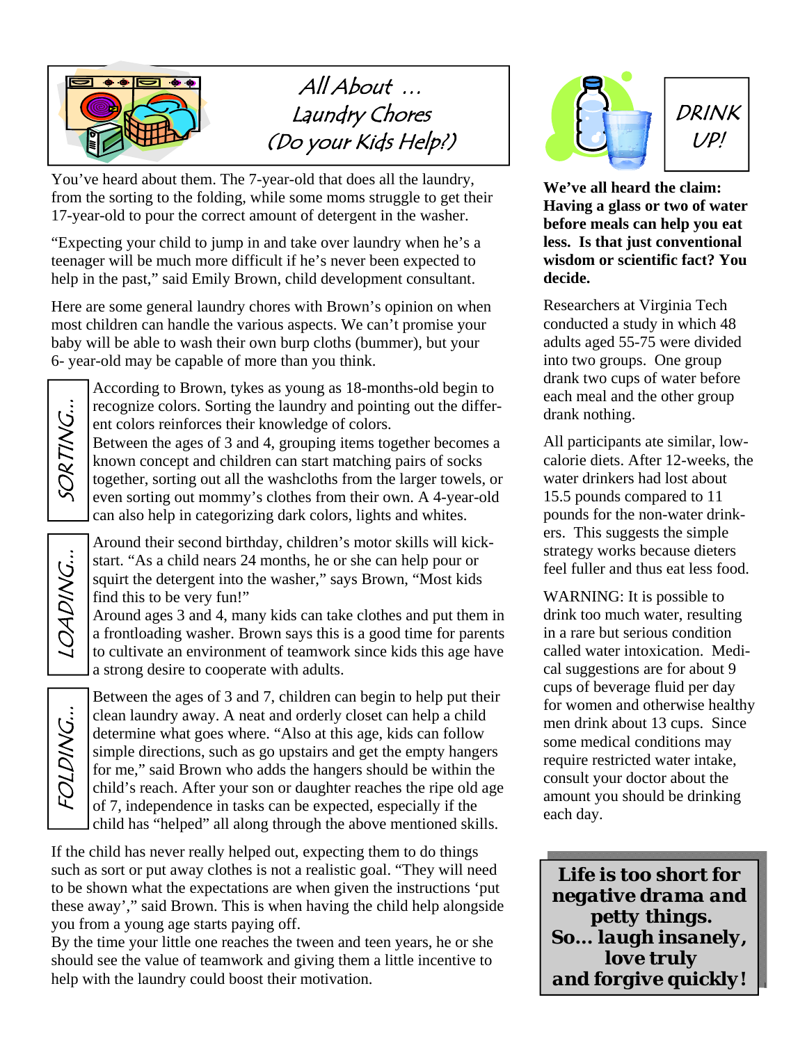## All About … Laundry Chores (Do your Kids Help?)

You've heard about them. The 7-year-old that does all the laundry, from the sorting to the folding, while some moms struggle to get their 17-year-old to pour the correct amount of detergent in the washer.

"Expecting your child to jump in and take over laundry when he's a teenager will be much more difficult if he's never been expected to help in the past," said Emily Brown, child development consultant.

Here are some general laundry chores with Brown's opinion on when most children can handle the various aspects. We can't promise your baby will be able to wash their own burp cloths (bummer), but your 6- year-old may be capable of more than you think.

### SORTING…

According to Brown, tykes as young as 18-months-old begin to recognize colors. Sorting the laundry and pointing out the different colors reinforces their knowledge of colors.

Between the ages of 3 and 4, grouping items together becomes a known concept and children can start matching pairs of socks together, sorting out all the washcloths from the larger towels, or even sorting out mommy's clothes from their own. A 4-year-old can also help in categorizing dark colors, lights and whites.

### LOADING…

Around their second birthday, children's motor skills will kick-start. "As a child nears 24 months, he or she can help pour or squirt the detergent into the washer," says Brown, "Most kids find this to be very fun!"

Around ages 3 and 4, many kids can take clothes and put them in a frontloading washer. Brown says this is a good time for parents to cultivate an environment of teamwork since kids this age have a strong desire to cooperate with adults.

### FOLDING…

Between the ages of 3 and 7, children can begin to help put their clean laundry away. A neat and orderly closet can help a child determine what goes where. "Also at this age, kids can follow simple directions, such as go upstairs and get the empty hangers for me," said Brown who adds the hangers should be within the child's reach. After your son or daughter reaches the ripe old age of 7, independence in tasks can be expected, especially if the child has "helped" all along through the above mentioned skills.

If the child has never really helped out, expecting them to do things such as sort or put away clothes is not a realistic goal. "They will need to be shown what the expectations are when given the instructions 'put these away'," said Brown. This is when having the child help alongside you from a young age starts paying off.

By the time your little one reaches the tween and teen years, he or she should see the value of teamwork and giving them a little incentive to help with the laundry could boost their motivation.

## DRINK UP!

**We've all heard the claim: Having a glass or two of water before meals can help you eat less. Is that just conventional wisdom or scientific fact? You decide.**

Researchers at Virginia Tech conducted a study in which 48 adults aged 55-75 were divided into two groups. One group drank two cups of water before each meal and the other group drank nothing.

All participants ate similar, low-calorie diets. After 12-weeks, the water drinkers had lost about 15.5 pounds compared to 11 pounds for the non-water drinkers. This suggests the simple strategy works because dieters feel fuller and thus eat less food.

WARNING: It is possible to drink too much water, resulting in a rare but serious condition called water intoxication. Medical suggestions are for about 9 cups of beverage fluid per day for women and otherwise healthy men drink about 13 cups. Since some medical conditions may require restricted water intake, consult your doctor about the amount you should be drinking each day.

**Life is too short for negative drama and petty things.
So… laugh insanely, love truly and forgive quickly!**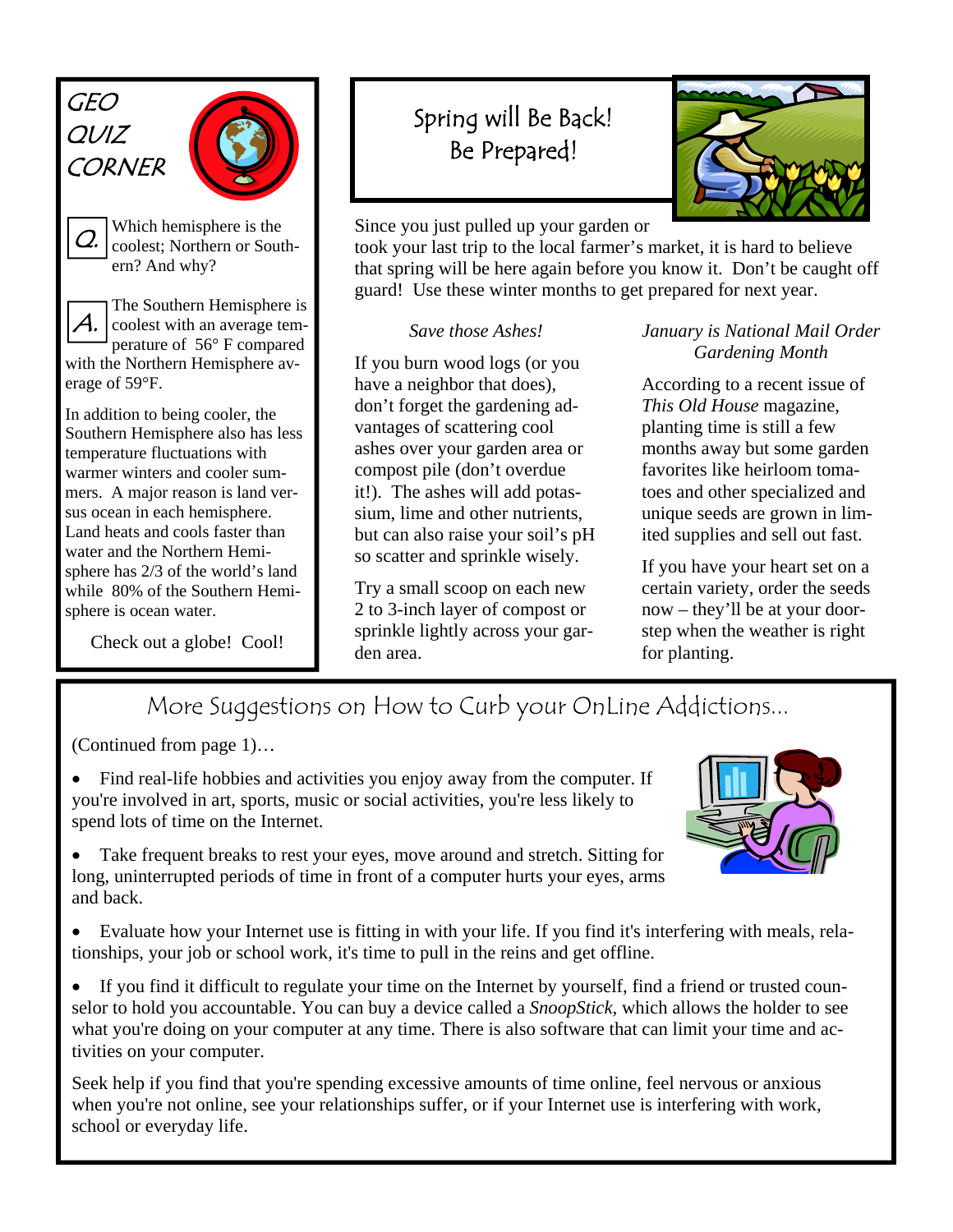## GEO QUIZ CORNER

**Q.** Which hemisphere is the coolest; Northern or Southern? And why?

**A.** The Southern Hemisphere is coolest with an average temperature of 56° F compared with the Northern Hemisphere average of 59°F.

In addition to being cooler, the Southern Hemisphere also has less temperature fluctuations with warmer winters and cooler summers. A major reason is land versus ocean in each hemisphere. Land heats and cools faster than water and the Northern Hemisphere has 2/3 of the world's land while 80% of the Southern Hemisphere is ocean water.

Check out a globe! Cool!

## Spring will Be Back! Be Prepared!

Since you just pulled up your garden or took your last trip to the local farmer's market, it is hard to believe that spring will be here again before you know it. Don't be caught off guard! Use these winter months to get prepared for next year.

### *Save those Ashes!*

If you burn wood logs (or you have a neighbor that does), don't forget the gardening advantages of scattering cool ashes over your garden area or compost pile (don't overdue it!). The ashes will add potassium, lime and other nutrients, but can also raise your soil's pH so scatter and sprinkle wisely.

Try a small scoop on each new 2 to 3-inch layer of compost or sprinkle lightly across your garden area.

### *January is National Mail Order Gardening Month*

According to a recent issue of *This Old House* magazine, planting time is still a few months away but some garden favorites like heirloom tomatoes and other specialized and unique seeds are grown in limited supplies and sell out fast.

If you have your heart set on a certain variety, order the seeds now – they'll be at your doorstep when the weather is right for planting.

## More Suggestions on How to Curb your OnLine Addictions...

(Continued from page 1)…

- Find real-life hobbies and activities you enjoy away from the computer. If you're involved in art, sports, music or social activities, you're less likely to spend lots of time on the Internet.
- Take frequent breaks to rest your eyes, move around and stretch. Sitting for long, uninterrupted periods of time in front of a computer hurts your eyes, arms and back.
- Evaluate how your Internet use is fitting in with your life. If you find it's interfering with meals, relationships, your job or school work, it's time to pull in the reins and get offline.
- If you find it difficult to regulate your time on the Internet by yourself, find a friend or trusted counselor to hold you accountable. You can buy a device called a *SnoopStick*, which allows the holder to see what you're doing on your computer at any time. There is also software that can limit your time and activities on your computer.

Seek help if you find that you're spending excessive amounts of time online, feel nervous or anxious when you're not online, see your relationships suffer, or if your Internet use is interfering with work, school or everyday life.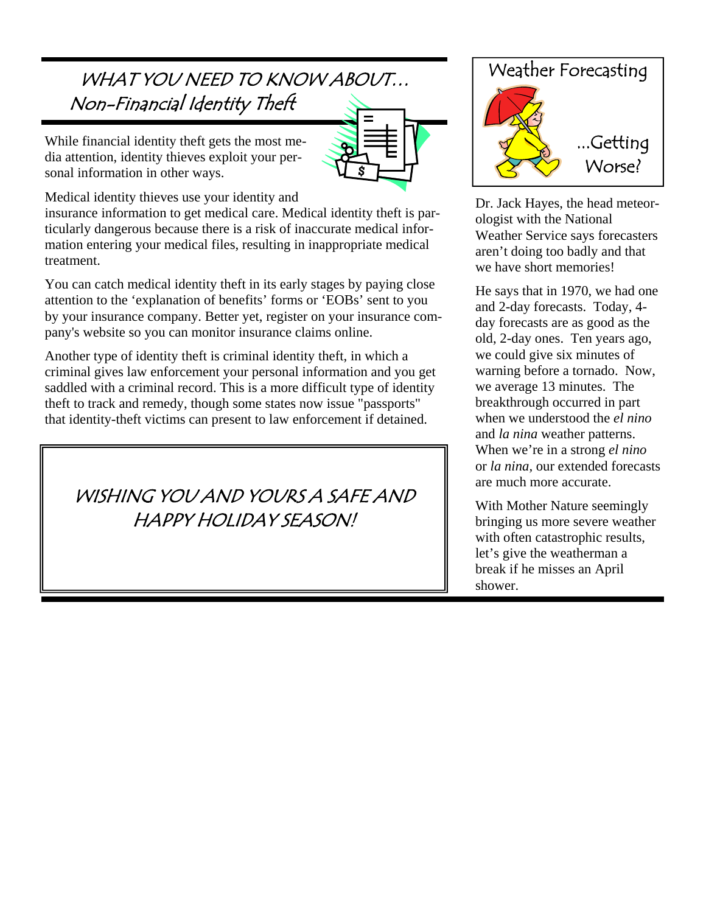## WHAT YOU NEED TO KNOW ABOUT… Non-Financial Identity Theft

While financial identity theft gets the most media attention, identity thieves exploit your personal information in other ways.

Medical identity thieves use your identity and insurance information to get medical care. Medical identity theft is particularly dangerous because there is a risk of inaccurate medical information entering your medical files, resulting in inappropriate medical treatment.

You can catch medical identity theft in its early stages by paying close attention to the 'explanation of benefits' forms or 'EOBs' sent to you by your insurance company. Better yet, register on your insurance company's website so you can monitor insurance claims online.

Another type of identity theft is criminal identity theft, in which a criminal gives law enforcement your personal information and you get saddled with a criminal record. This is a more difficult type of identity theft to track and remedy, though some states now issue "passports" that identity-theft victims can present to law enforcement if detained.

*WISHING YOU AND YOURS A SAFE AND HAPPY HOLIDAY SEASON!*

## Weather Forecasting …Getting Worse?

Dr. Jack Hayes, the head meteorologist with the National Weather Service says forecasters aren't doing too badly and that we have short memories!

He says that in 1970, we had one and 2-day forecasts. Today, 4-day forecasts are as good as the old, 2-day ones. Ten years ago, we could give six minutes of warning before a tornado. Now, we average 13 minutes. The breakthrough occurred in part when we understood the *el nino* and *la nina* weather patterns. When we're in a strong *el nino* or *la nina*, our extended forecasts are much more accurate.

With Mother Nature seemingly bringing us more severe weather with often catastrophic results, let's give the weatherman a break if he misses an April shower.